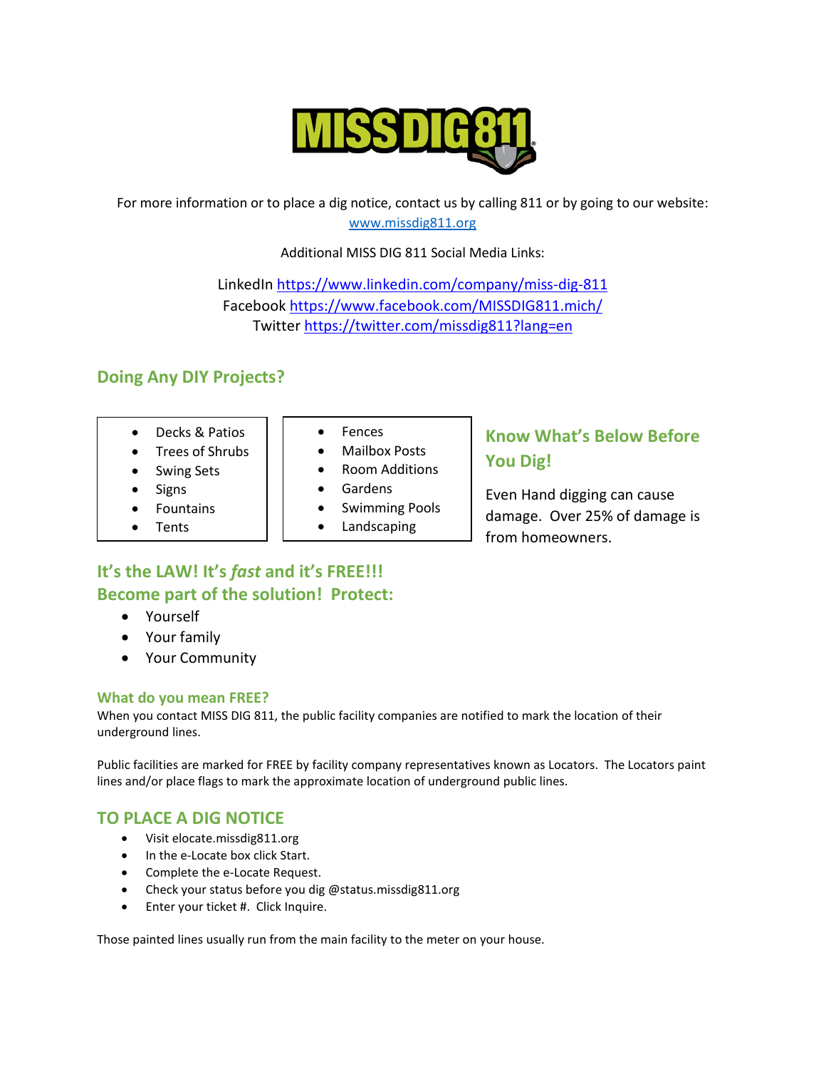For more information or to place a dig notice, contact us by calling 811 or by going to our website: www.missdig811.org

Additional MISS DIG 811 Social Media Links:

LinkedIn https://www.linkedin.com/company/miss-dig-811
Facebook https://www.facebook.com/MISSDIG811.mich/
Twitter https://twitter.com/missdig811?lang=en

## Doing Any DIY Projects?

- Decks & Patios
- Trees of Shrubs
- Swing Sets
- Signs
- Fountains
- Tents

- Fences
- Mailbox Posts
- Room Additions
- Gardens
- Swimming Pools
- Landscaping

## Know What's Below Before You Dig!

Even Hand digging can cause damage. Over 25% of damage is from homeowners.

## It's the LAW! It's *fast* and it's FREE!!!
## Become part of the solution! Protect:

- Yourself
- Your family
- Your Community

### What do you mean FREE?

When you contact MISS DIG 811, the public facility companies are notified to mark the location of their underground lines.

Public facilities are marked for FREE by facility company representatives known as Locators. The Locators paint lines and/or place flags to mark the approximate location of underground public lines.

## TO PLACE A DIG NOTICE

- Visit elocate.missdig811.org
- In the e-Locate box click Start.
- Complete the e-Locate Request.
- Check your status before you dig @status.missdig811.org
- Enter your ticket #. Click Inquire.

Those painted lines usually run from the main facility to the meter on your house.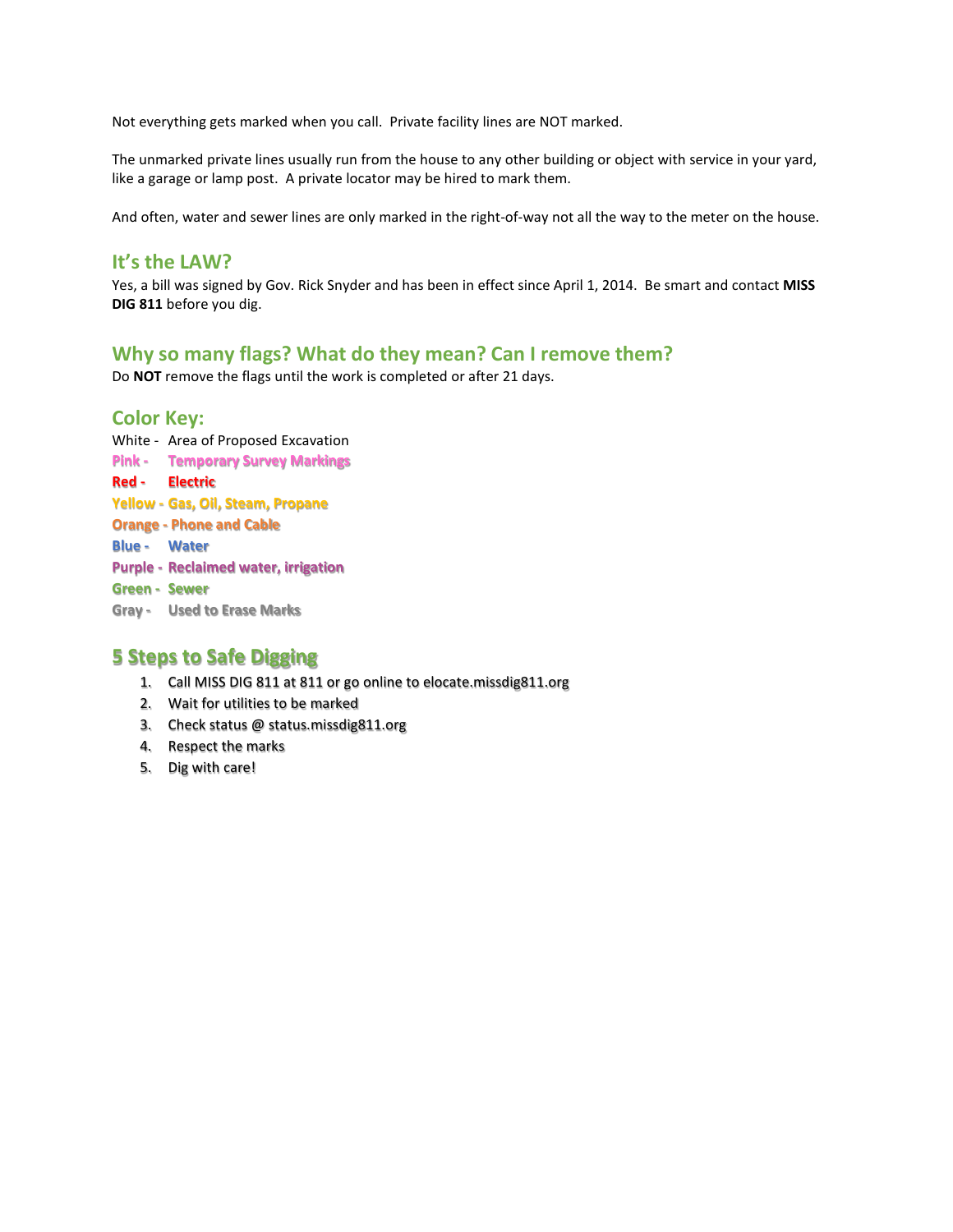Not everything gets marked when you call. Private facility lines are NOT marked.

The unmarked private lines usually run from the house to any other building or object with service in your yard, like a garage or lamp post. A private locator may be hired to mark them.

And often, water and sewer lines are only marked in the right-of-way not all the way to the meter on the house.

## It's the LAW?

Yes, a bill was signed by Gov. Rick Snyder and has been in effect since April 1, 2014. Be smart and contact **MISS DIG 811** before you dig.

## Why so many flags? What do they mean? Can I remove them?

Do **NOT** remove the flags until the work is completed or after 21 days.

## Color Key:

White - Area of Proposed Excavation
Pink - Temporary Survey Markings
Red - Electric
Yellow - Gas, Oil, Steam, Propane
Orange - Phone and Cable
Blue - Water
Purple - Reclaimed water, irrigation
Green - Sewer
Gray - Used to Erase Marks

## 5 Steps to Safe Digging

1. Call MISS DIG 811 at 811 or go online to elocate.missdig811.org
2. Wait for utilities to be marked
3. Check status @ status.missdig811.org
4. Respect the marks
5. Dig with care!